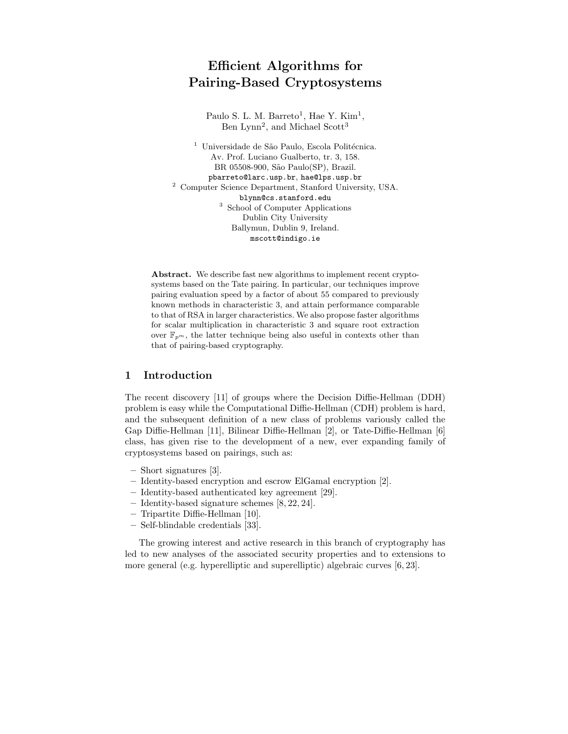# Efficient Algorithms for Pairing-Based Cryptosystems

Paulo S. L. M. Barreto[1], Hae Y. Kim[1], Ben Lynn[2], and Michael Scott[3]

[1] Universidade de São Paulo, Escola Politécnica.
Av. Prof. Luciano Gualberto, tr. 3, 158.
BR 05508-900, São Paulo(SP), Brazil.
pbarreto@larc.usp.br, hae@lps.usp.br

[2] Computer Science Department, Stanford University, USA.
blynn@cs.stanford.edu

[3] School of Computer Applications
Dublin City University
Ballymun, Dublin 9, Ireland.
mscott@indigo.ie

**Abstract.** We describe fast new algorithms to implement recent cryptosystems based on the Tate pairing. In particular, our techniques improve pairing evaluation speed by a factor of about 55 compared to previously known methods in characteristic 3, and attain performance comparable to that of RSA in larger characteristics. We also propose faster algorithms for scalar multiplication in characteristic 3 and square root extraction over $\mathbb{F}_{p^m}$, the latter technique being also useful in contexts other than that of pairing-based cryptography.

## 1 Introduction

The recent discovery [11] of groups where the Decision Diffie-Hellman (DDH) problem is easy while the Computational Diffie-Hellman (CDH) problem is hard, and the subsequent definition of a new class of problems variously called the Gap Diffie-Hellman [11], Bilinear Diffie-Hellman [2], or Tate-Diffie-Hellman [6] class, has given rise to the development of a new, ever expanding family of cryptosystems based on pairings, such as:

- Short signatures [3].
- Identity-based encryption and escrow ElGamal encryption [2].
- Identity-based authenticated key agreement [29].
- Identity-based signature schemes [8, 22, 24].
- Tripartite Diffie-Hellman [10].
- Self-blindable credentials [33].

The growing interest and active research in this branch of cryptography has led to new analyses of the associated security properties and to extensions to more general (e.g. hyperelliptic and superelliptic) algebraic curves [6, 23].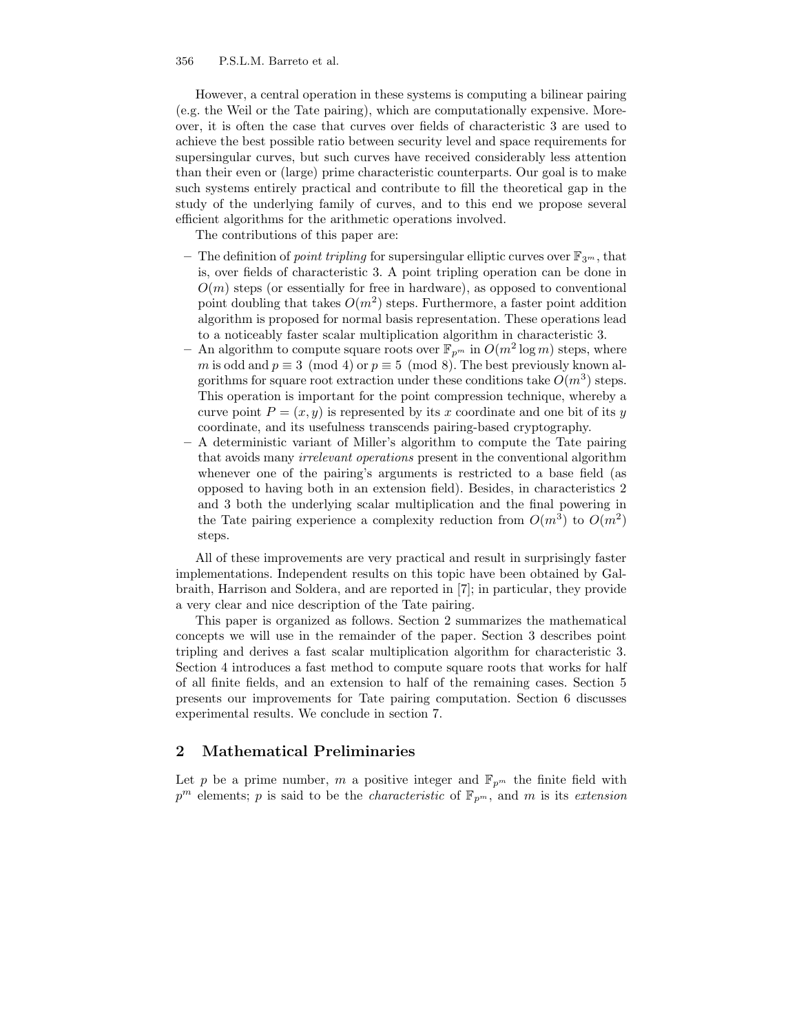However, a central operation in these systems is computing a bilinear pairing (e.g. the Weil or the Tate pairing), which are computationally expensive. Moreover, it is often the case that curves over fields of characteristic 3 are used to achieve the best possible ratio between security level and space requirements for supersingular curves, but such curves have received considerably less attention than their even or (large) prime characteristic counterparts. Our goal is to make such systems entirely practical and contribute to fill the theoretical gap in the study of the underlying family of curves, and to this end we propose several efficient algorithms for the arithmetic operations involved.

The contributions of this paper are:

- The definition of *point tripling* for supersingular elliptic curves over $\mathbb{F}_{3^m}$, that is, over fields of characteristic 3. A point tripling operation can be done in $O(m)$ steps (or essentially for free in hardware), as opposed to conventional point doubling that takes $O(m^2)$ steps. Furthermore, a faster point addition algorithm is proposed for normal basis representation. These operations lead to a noticeably faster scalar multiplication algorithm in characteristic 3.
- An algorithm to compute square roots over $\mathbb{F}_{p^m}$ in $O(m^2 \log m)$ steps, where $m$ is odd and $p \equiv 3 \pmod 4$ or $p \equiv 5 \pmod 8$. The best previously known algorithms for square root extraction under these conditions take $O(m^3)$ steps. This operation is important for the point compression technique, whereby a curve point $P = (x, y)$ is represented by its $x$ coordinate and one bit of its $y$ coordinate, and its usefulness transcends pairing-based cryptography.
- A deterministic variant of Miller's algorithm to compute the Tate pairing that avoids many *irrelevant operations* present in the conventional algorithm whenever one of the pairing's arguments is restricted to a base field (as opposed to having both in an extension field). Besides, in characteristics 2 and 3 both the underlying scalar multiplication and the final powering in the Tate pairing experience a complexity reduction from $O(m^3)$ to $O(m^2)$ steps.

All of these improvements are very practical and result in surprisingly faster implementations. Independent results on this topic have been obtained by Galbraith, Harrison and Soldera, and are reported in [7]; in particular, they provide a very clear and nice description of the Tate pairing.

This paper is organized as follows. Section 2 summarizes the mathematical concepts we will use in the remainder of the paper. Section 3 describes point tripling and derives a fast scalar multiplication algorithm for characteristic 3. Section 4 introduces a fast method to compute square roots that works for half of all finite fields, and an extension to half of the remaining cases. Section 5 presents our improvements for Tate pairing computation. Section 6 discusses experimental results. We conclude in section 7.

## 2 Mathematical Preliminaries

Let $p$ be a prime number, $m$ a positive integer and $\mathbb{F}_{p^m}$ the finite field with $p^m$ elements; $p$ is said to be the *characteristic* of $\mathbb{F}_{p^m}$, and $m$ is its *extension*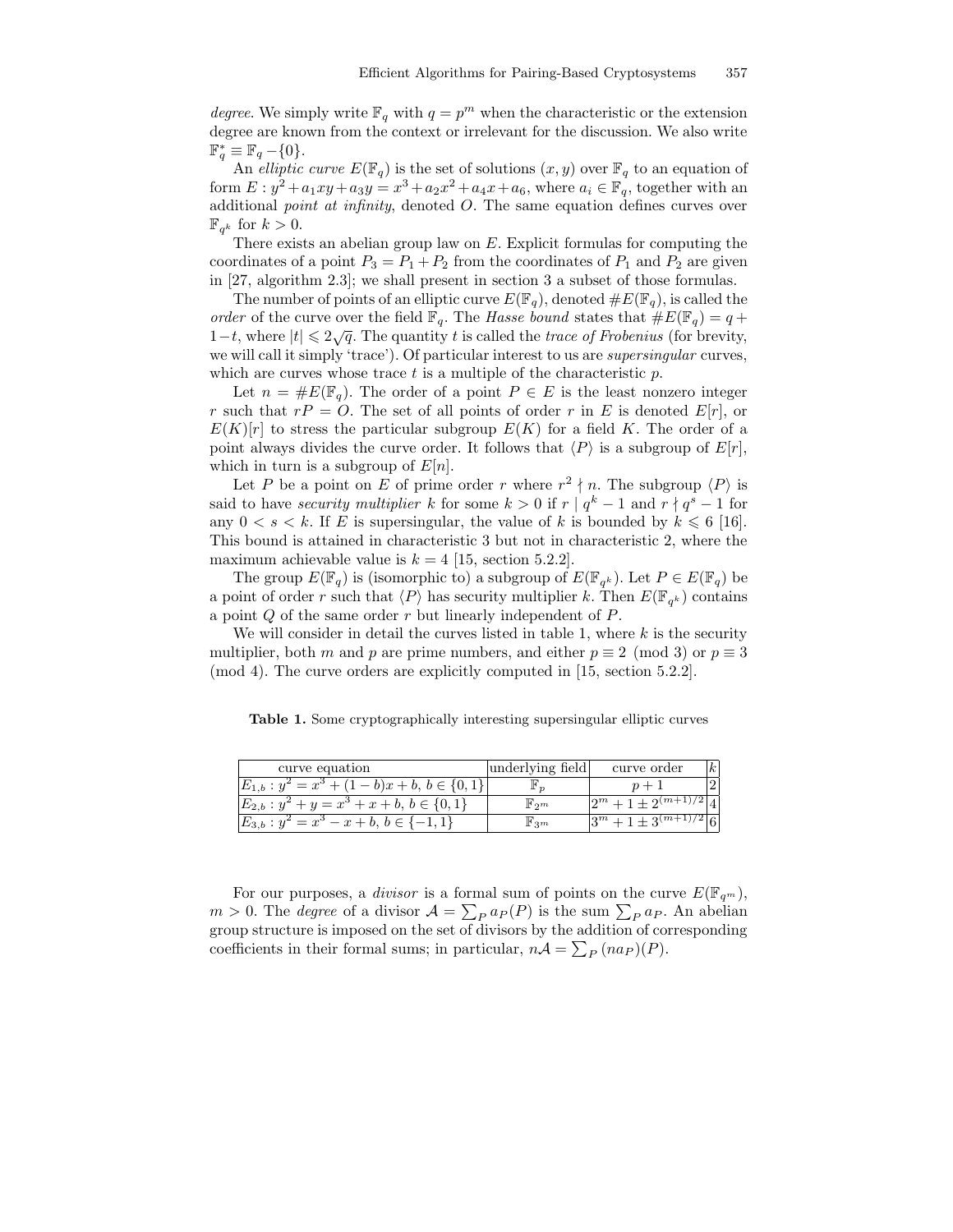*degree*. We simply write $\mathbb{F}_q$ with $q = p^m$ when the characteristic or the extension degree are known from the context or irrelevant for the discussion. We also write $\mathbb{F}_q^* \equiv \mathbb{F}_q - \{0\}$.

An *elliptic curve* $E(\mathbb{F}_q)$ is the set of solutions $(x, y)$ over $\mathbb{F}_q$ to an equation of form $E : y^2 + a_1xy + a_3y = x^3 + a_2x^2 + a_4x + a_6$, where $a_i \in \mathbb{F}_q$, together with an additional *point at infinity*, denoted $O$. The same equation defines curves over $\mathbb{F}_{q^k}$ for $k > 0$.

There exists an abelian group law on $E$. Explicit formulas for computing the coordinates of a point $P_3 = P_1 + P_2$ from the coordinates of $P_1$ and $P_2$ are given in [27, algorithm 2.3]; we shall present in section 3 a subset of those formulas.

The number of points of an elliptic curve $E(\mathbb{F}_q)$, denoted $\#E(\mathbb{F}_q)$, is called the *order* of the curve over the field $\mathbb{F}_q$. The *Hasse bound* states that $\#E(\mathbb{F}_q) = q + 1 - t$, where $|t| \leqslant 2\sqrt{q}$. The quantity $t$ is called the *trace of Frobenius* (for brevity, we will call it simply 'trace'). Of particular interest to us are *supersingular* curves, which are curves whose trace $t$ is a multiple of the characteristic $p$.

Let $n = \#E(\mathbb{F}_q)$. The order of a point $P \in E$ is the least nonzero integer $r$ such that $rP = O$. The set of all points of order $r$ in $E$ is denoted $E[r]$, or $E(K)[r]$ to stress the particular subgroup $E(K)$ for a field $K$. The order of a point always divides the curve order. It follows that $\langle P \rangle$ is a subgroup of $E[r]$, which in turn is a subgroup of $E[n]$.

Let $P$ be a point on $E$ of prime order $r$ where $r^2 \nmid n$. The subgroup $\langle P \rangle$ is said to have *security multiplier* $k$ for some $k > 0$ if $r \mid q^k - 1$ and $r \nmid q^s - 1$ for any $0 < s < k$. If $E$ is supersingular, the value of $k$ is bounded by $k \leqslant 6$ [16]. This bound is attained in characteristic 3 but not in characteristic 2, where the maximum achievable value is $k = 4$ [15, section 5.2.2].

The group $E(\mathbb{F}_q)$ is (isomorphic to) a subgroup of $E(\mathbb{F}_{q^k})$. Let $P \in E(\mathbb{F}_q)$ be a point of order $r$ such that $\langle P \rangle$ has security multiplier $k$. Then $E(\mathbb{F}_{q^k})$ contains a point $Q$ of the same order $r$ but linearly independent of $P$.

We will consider in detail the curves listed in table 1, where $k$ is the security multiplier, both $m$ and $p$ are prime numbers, and either $p \equiv 2 \pmod 3$ or $p \equiv 3 \pmod 4$. The curve orders are explicitly computed in [15, section 5.2.2].

**Table 1.** Some cryptographically interesting supersingular elliptic curves

| curve equation | underlying field | curve order | $k$ |
|---|---|---|---|
| $E_{1,b} : y^2 = x^3 + (1-b)x + b,\ b \in \{0, 1\}$ | $\mathbb{F}_p$ | $p + 1$ | 2 |
| $E_{2,b} : y^2 + y = x^3 + x + b,\ b \in \{0, 1\}$ | $\mathbb{F}_{2^m}$ | $2^m + 1 \pm 2^{(m+1)/2}$ | 4 |
| $E_{3,b} : y^2 = x^3 - x + b,\ b \in \{-1, 1\}$ | $\mathbb{F}_{3^m}$ | $3^m + 1 \pm 3^{(m+1)/2}$ | 6 |

For our purposes, a *divisor* is a formal sum of points on the curve $E(\mathbb{F}_{q^m})$, $m > 0$. The *degree* of a divisor $\mathcal{A} = \sum_P a_P(P)$ is the sum $\sum_P a_P$. An abelian group structure is imposed on the set of divisors by the addition of corresponding coefficients in their formal sums; in particular, $n\mathcal{A} = \sum_P (na_P)(P)$.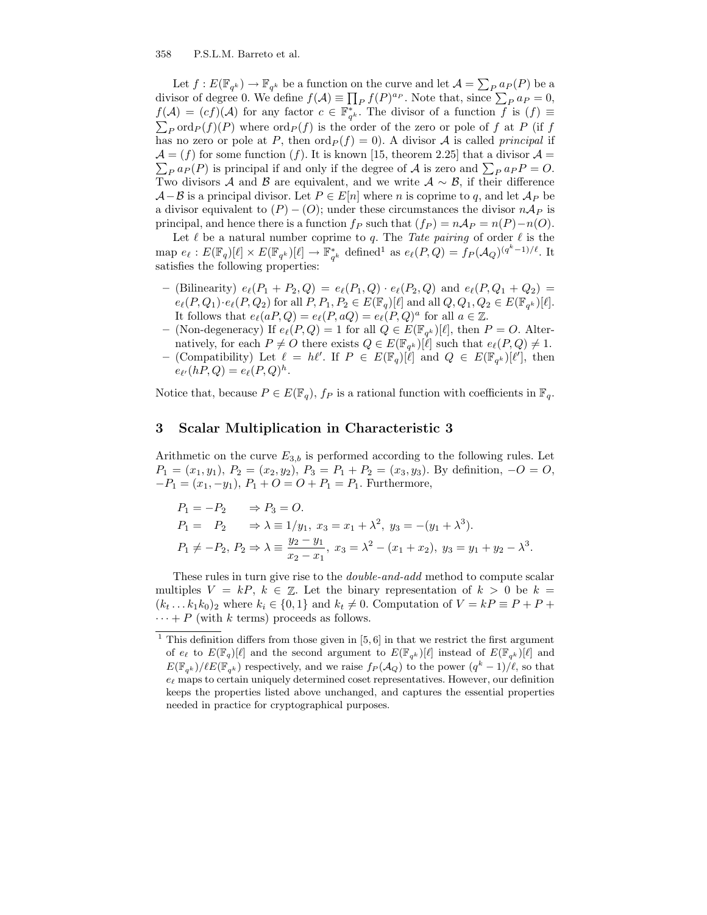Let $f : E(\mathbb{F}_{q^k}) \to \mathbb{F}_{q^k}$ be a function on the curve and let $\mathcal{A} = \sum_P a_P(P)$ be a divisor of degree 0. We define $f(\mathcal{A}) \equiv \prod_P f(P)^{a_P}$. Note that, since $\sum_P a_P = 0$, $f(\mathcal{A}) = (cf)(\mathcal{A})$ for any factor $c \in \mathbb{F}_{q^k}^*$. The divisor of a function $f$ is $(f) \equiv \sum_P \text{ord}_P(f)(P)$ where $\text{ord}_P(f)$ is the order of the zero or pole of $f$ at $P$ (if $f$ has no zero or pole at $P$, then $\text{ord}_P(f) = 0$). A divisor $\mathcal{A}$ is called *principal* if $\mathcal{A} = (f)$ for some function $(f)$. It is known [15, theorem 2.25] that a divisor $\mathcal{A} = \sum_P a_P(P)$ is principal if and only if the degree of $\mathcal{A}$ is zero and $\sum_P a_P P = O$. Two divisors $\mathcal{A}$ and $\mathcal{B}$ are equivalent, and we write $\mathcal{A} \sim \mathcal{B}$, if their difference $\mathcal{A} - \mathcal{B}$ is a principal divisor. Let $P \in E[n]$ where $n$ is coprime to $q$, and let $\mathcal{A}_P$ be a divisor equivalent to $(P) - (O)$; under these circumstances the divisor $n\mathcal{A}_P$ is principal, and hence there is a function $f_P$ such that $(f_P) = n\mathcal{A}_P = n(P) - n(O)$.

Let $\ell$ be a natural number coprime to $q$. The *Tate pairing* of order $\ell$ is the map $e_\ell : E(\mathbb{F}_q)[\ell] \times E(\mathbb{F}_{q^k})[\ell] \to \mathbb{F}_{q^k}^*$ defined[1] as $e_\ell(P, Q) = f_P(\mathcal{A}_Q)^{(q^k-1)/\ell}$. It satisfies the following properties:

- (Bilinearity) $e_\ell(P_1 + P_2, Q) = e_\ell(P_1, Q) \cdot e_\ell(P_2, Q)$ and $e_\ell(P, Q_1 + Q_2) = e_\ell(P, Q_1) \cdot e_\ell(P, Q_2)$ for all $P, P_1, P_2 \in E(\mathbb{F}_q)[\ell]$ and all $Q, Q_1, Q_2 \in E(\mathbb{F}_{q^k})[\ell]$. It follows that $e_\ell(aP, Q) = e_\ell(P, aQ) = e_\ell(P, Q)^a$ for all $a \in \mathbb{Z}$.
- (Non-degeneracy) If $e_\ell(P, Q) = 1$ for all $Q \in E(\mathbb{F}_{q^k})[\ell]$, then $P = O$. Alternatively, for each $P \neq O$ there exists $Q \in E(\mathbb{F}_{q^k})[\ell]$ such that $e_\ell(P, Q) \neq 1$.
- (Compatibility) Let $\ell = h\ell'$. If $P \in E(\mathbb{F}_q)[\ell]$ and $Q \in E(\mathbb{F}_{q^k})[\ell']$, then $e_{\ell'}(hP, Q) = e_\ell(P, Q)^h$.

Notice that, because $P \in E(\mathbb{F}_q)$, $f_P$ is a rational function with coefficients in $\mathbb{F}_q$.

## 3 Scalar Multiplication in Characteristic 3

Arithmetic on the curve $E_{3,b}$ is performed according to the following rules. Let $P_1 = (x_1, y_1)$, $P_2 = (x_2, y_2)$, $P_3 = P_1 + P_2 = (x_3, y_3)$. By definition, $-O = O$, $-P_1 = (x_1, -y_1)$, $P_1 + O = O + P_1 = P_1$. Furthermore,

$$
\begin{aligned}
P_1 = -P_2 \quad &\Rightarrow P_3 = O.\\
P_1 = \phantom{-}P_2 \quad &\Rightarrow \lambda \equiv 1/y_1,\ x_3 = x_1 + \lambda^2,\ y_3 = -(y_1 + \lambda^3).\\
P_1 \neq -P_2,\ P_2 &\Rightarrow \lambda \equiv \frac{y_2 - y_1}{x_2 - x_1},\ x_3 = \lambda^2 - (x_1 + x_2),\ y_3 = y_1 + y_2 - \lambda^3.
\end{aligned}
$$

These rules in turn give rise to the *double-and-add* method to compute scalar multiples $V = kP$, $k \in \mathbb{Z}$. Let the binary representation of $k > 0$ be $k = (k_t \ldots k_1 k_0)_2$ where $k_i \in \{0, 1\}$ and $k_t \neq 0$. Computation of $V = kP \equiv P + P + \cdots + P$ (with $k$ terms) proceeds as follows.

[1] This definition differs from those given in [5, 6] in that we restrict the first argument of $e_\ell$ to $E(\mathbb{F}_q)[\ell]$ and the second argument to $E(\mathbb{F}_{q^k})[\ell]$ instead of $E(\mathbb{F}_{q^k})[\ell]$ and $E(\mathbb{F}_{q^k})/\ell E(\mathbb{F}_{q^k})$ respectively, and we raise $f_P(\mathcal{A}_Q)$ to the power $(q^k - 1)/\ell$, so that $e_\ell$ maps to certain uniquely determined coset representatives. However, our definition keeps the properties listed above unchanged, and captures the essential properties needed in practice for cryptographical purposes.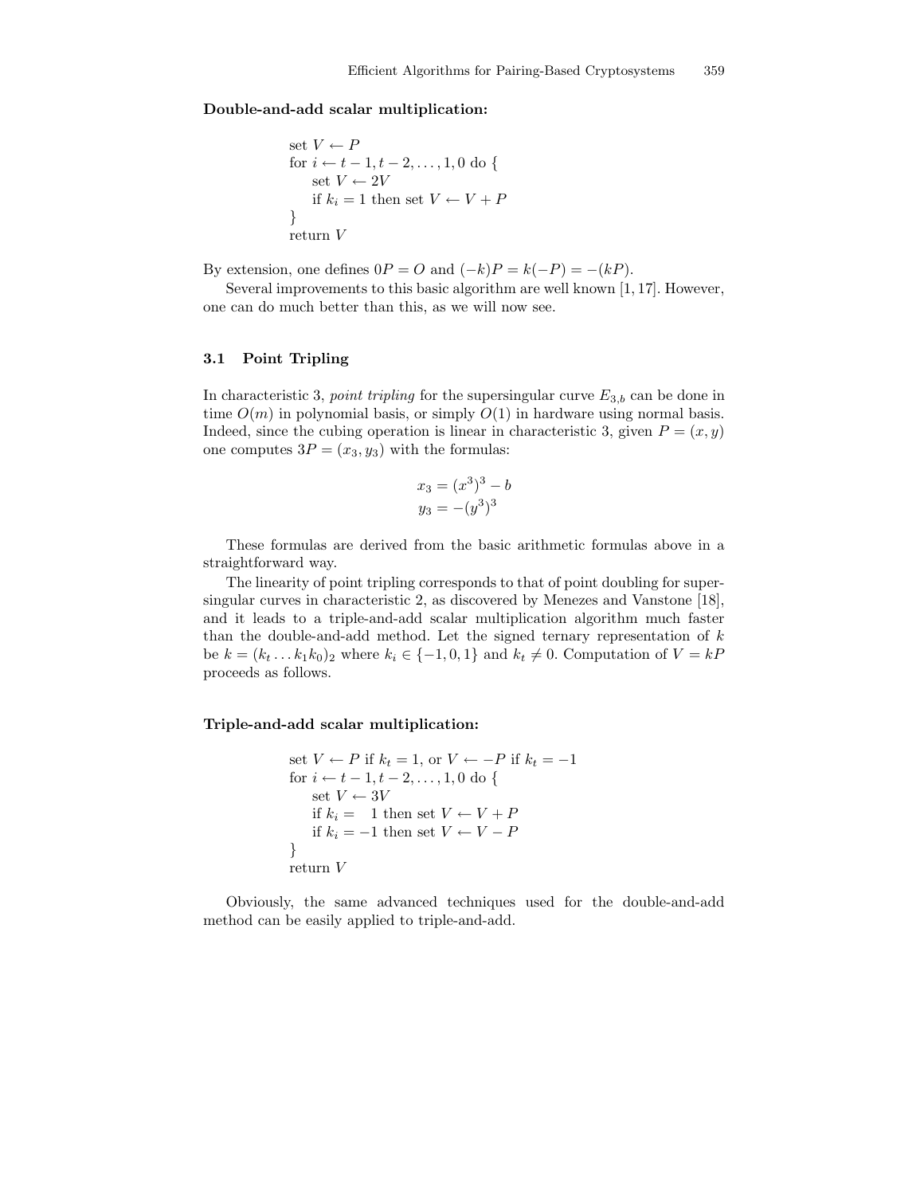**Double-and-add scalar multiplication:**

```
set V ← P
for i ← t − 1, t − 2, ..., 1, 0 do {
    set V ← 2V
    if k_i = 1 then set V ← V + P
}
return V
```

By extension, one defines $0P = O$ and $(-k)P = k(-P) = -(kP)$.

Several improvements to this basic algorithm are well known [1, 17]. However, one can do much better than this, as we will now see.

### 3.1 Point Tripling

In characteristic 3, *point tripling* for the supersingular curve $E_{3,b}$ can be done in time $O(m)$ in polynomial basis, or simply $O(1)$ in hardware using normal basis. Indeed, since the cubing operation is linear in characteristic 3, given $P = (x, y)$ one computes $3P = (x_3, y_3)$ with the formulas:

$$x_3 = (x^3)^3 - b$$
$$y_3 = -(y^3)^3$$

These formulas are derived from the basic arithmetic formulas above in a straightforward way.

The linearity of point tripling corresponds to that of point doubling for supersingular curves in characteristic 2, as discovered by Menezes and Vanstone [18], and it leads to a triple-and-add scalar multiplication algorithm much faster than the double-and-add method. Let the signed ternary representation of $k$ be $k = (k_t \dots k_1 k_0)_2$ where $k_i \in \{-1, 0, 1\}$ and $k_t \neq 0$. Computation of $V = kP$ proceeds as follows.

**Triple-and-add scalar multiplication:**

```
set V ← P if k_t = 1, or V ← −P if k_t = −1
for i ← t − 1, t − 2, ..., 1, 0 do {
    set V ← 3V
    if k_i =  1 then set V ← V + P
    if k_i = −1 then set V ← V − P
}
return V
```

Obviously, the same advanced techniques used for the double-and-add method can be easily applied to triple-and-add.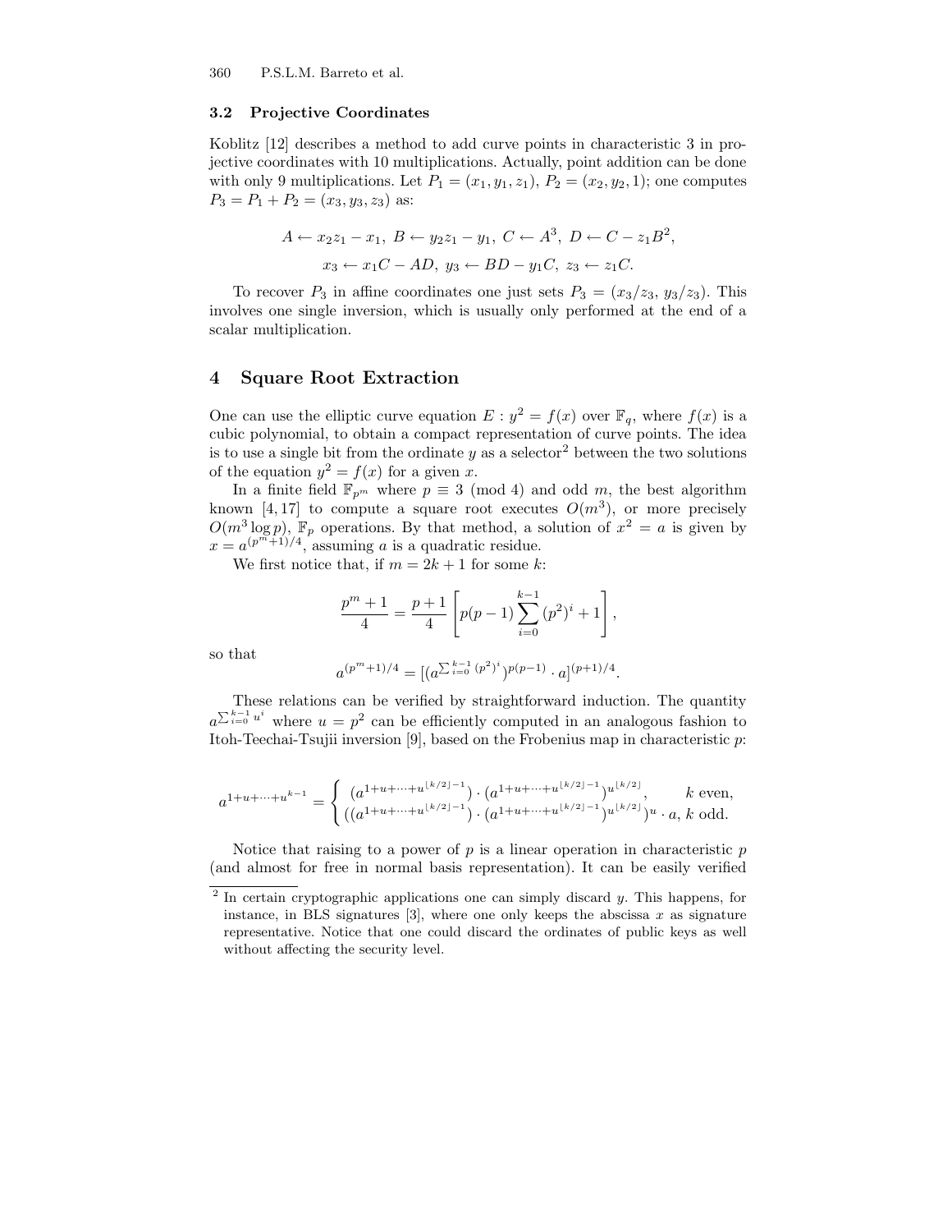### 3.2 Projective Coordinates

Koblitz [12] describes a method to add curve points in characteristic 3 in projective coordinates with 10 multiplications. Actually, point addition can be done with only 9 multiplications. Let $P_1 = (x_1, y_1, z_1)$, $P_2 = (x_2, y_2, 1)$; one computes $P_3 = P_1 + P_2 = (x_3, y_3, z_3)$ as:

$$A \leftarrow x_2 z_1 - x_1,\ B \leftarrow y_2 z_1 - y_1,\ C \leftarrow A^3,\ D \leftarrow C - z_1 B^2,$$
$$x_3 \leftarrow x_1 C - AD,\ y_3 \leftarrow BD - y_1 C,\ z_3 \leftarrow z_1 C.$$

To recover $P_3$ in affine coordinates one just sets $P_3 = (x_3/z_3,\ y_3/z_3)$. This involves one single inversion, which is usually only performed at the end of a scalar multiplication.

## 4 Square Root Extraction

One can use the elliptic curve equation $E : y^2 = f(x)$ over $\mathbb{F}_q$, where $f(x)$ is a cubic polynomial, to obtain a compact representation of curve points. The idea is to use a single bit from the ordinate $y$ as a selector[2] between the two solutions of the equation $y^2 = f(x)$ for a given $x$.

In a finite field $\mathbb{F}_{p^m}$ where $p \equiv 3 \pmod 4$ and odd $m$, the best algorithm known [4, 17] to compute a square root executes $O(m^3)$, or more precisely $O(m^3 \log p)$, $\mathbb{F}_p$ operations. By that method, a solution of $x^2 = a$ is given by $x = a^{(p^m+1)/4}$, assuming $a$ is a quadratic residue.

We first notice that, if $m = 2k + 1$ for some $k$:

$$\frac{p^m + 1}{4} = \frac{p+1}{4}\left[p(p-1)\sum_{i=0}^{k-1}(p^2)^i + 1\right],$$

so that

$$a^{(p^m+1)/4} = [(a^{\sum_{i=0}^{k-1}(p^2)^i})^{p(p-1)} \cdot a]^{(p+1)/4}.$$

These relations can be verified by straightforward induction. The quantity $a^{\sum_{i=0}^{k-1} u^i}$ where $u = p^2$ can be efficiently computed in an analogous fashion to Itoh-Teechai-Tsujii inversion [9], based on the Frobenius map in characteristic $p$:

$$a^{1+u+\cdots+u^{k-1}} = \begin{cases} (a^{1+u+\cdots+u^{\lfloor k/2\rfloor-1}}) \cdot (a^{1+u+\cdots+u^{\lfloor k/2\rfloor-1}})^{u^{\lfloor k/2\rfloor}}, & k \text{ even}, \\ ((a^{1+u+\cdots+u^{\lfloor k/2\rfloor-1}}) \cdot (a^{1+u+\cdots+u^{\lfloor k/2\rfloor-1}})^{u^{\lfloor k/2\rfloor}})^u \cdot a, & k \text{ odd}. \end{cases}$$

Notice that raising to a power of $p$ is a linear operation in characteristic $p$ (and almost for free in normal basis representation). It can be easily verified

[2] In certain cryptographic applications one can simply discard $y$. This happens, for instance, in BLS signatures [3], where one only keeps the abscissa $x$ as signature representative. Notice that one could discard the ordinates of public keys as well without affecting the security level.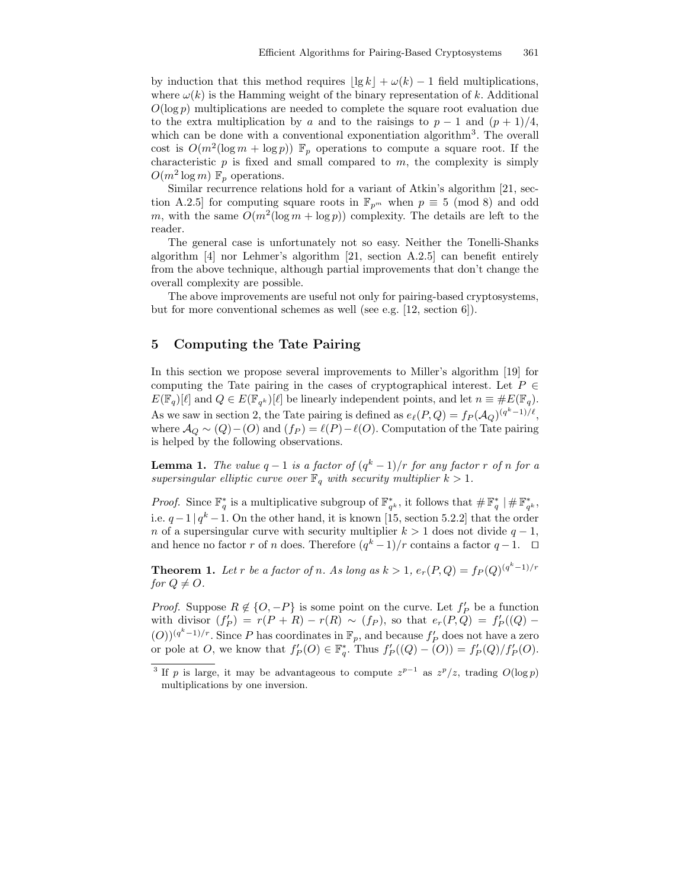by induction that this method requires $\lfloor \lg k \rfloor + \omega(k) - 1$ field multiplications, where $\omega(k)$ is the Hamming weight of the binary representation of $k$. Additional $O(\log p)$ multiplications are needed to complete the square root evaluation due to the extra multiplication by $a$ and to the raisings to $p-1$ and $(p+1)/4$, which can be done with a conventional exponentiation algorithm[3]. The overall cost is $O(m^2(\log m + \log p))$ $\mathbb{F}_p$ operations to compute a square root. If the characteristic $p$ is fixed and small compared to $m$, the complexity is simply $O(m^2 \log m)$ $\mathbb{F}_p$ operations.

Similar recurrence relations hold for a variant of Atkin's algorithm [21, section A.2.5] for computing square roots in $\mathbb{F}_{p^m}$ when $p \equiv 5 \pmod 8$ and odd $m$, with the same $O(m^2(\log m + \log p))$ complexity. The details are left to the reader.

The general case is unfortunately not so easy. Neither the Tonelli-Shanks algorithm [4] nor Lehmer's algorithm [21, section A.2.5] can benefit entirely from the above technique, although partial improvements that don't change the overall complexity are possible.

The above improvements are useful not only for pairing-based cryptosystems, but for more conventional schemes as well (see e.g. [12, section 6]).

## 5 Computing the Tate Pairing

In this section we propose several improvements to Miller's algorithm [19] for computing the Tate pairing in the cases of cryptographical interest. Let $P \in E(\mathbb{F}_q)[\ell]$ and $Q \in E(\mathbb{F}_{q^k})[\ell]$ be linearly independent points, and let $n \equiv \#E(\mathbb{F}_q)$. As we saw in section 2, the Tate pairing is defined as $e_\ell(P,Q) = f_P(\mathcal{A}_Q)^{(q^k-1)/\ell}$, where $\mathcal{A}_Q \sim (Q) - (O)$ and $(f_P) = \ell(P) - \ell(O)$. Computation of the Tate pairing is helped by the following observations.

**Lemma 1.** *The value $q-1$ is a factor of $(q^k-1)/r$ for any factor $r$ of $n$ for a supersingular elliptic curve over $\mathbb{F}_q$ with security multiplier $k > 1$.*

*Proof.* Since $\mathbb{F}_q^*$ is a multiplicative subgroup of $\mathbb{F}_{q^k}^*$, it follows that $\#\mathbb{F}_q^* \mid \#\mathbb{F}_{q^k}^*$, i.e. $q-1 \mid q^k-1$. On the other hand, it is known [15, section 5.2.2] that the order $n$ of a supersingular curve with security multiplier $k > 1$ does not divide $q-1$, and hence no factor $r$ of $n$ does. Therefore $(q^k-1)/r$ contains a factor $q-1$. $\square$

**Theorem 1.** *Let $r$ be a factor of $n$. As long as $k > 1$, $e_r(P,Q) = f_P(Q)^{(q^k-1)/r}$ for $Q \neq O$.*

*Proof.* Suppose $R \notin \{O, -P\}$ is some point on the curve. Let $f'_P$ be a function with divisor $(f'_P) = r(P+R) - r(R) \sim (f_P)$, so that $e_r(P,Q) = f'_P((Q) - (O))^{(q^k-1)/r}$. Since $P$ has coordinates in $\mathbb{F}_p$, and because $f'_P$ does not have a zero or pole at $O$, we know that $f'_P(O) \in \mathbb{F}_q^*$. Thus $f'_P((Q) - (O)) = f'_P(Q)/f'_P(O)$.

[3] If $p$ is large, it may be advantageous to compute $z^{p-1}$ as $z^p/z$, trading $O(\log p)$ multiplications by one inversion.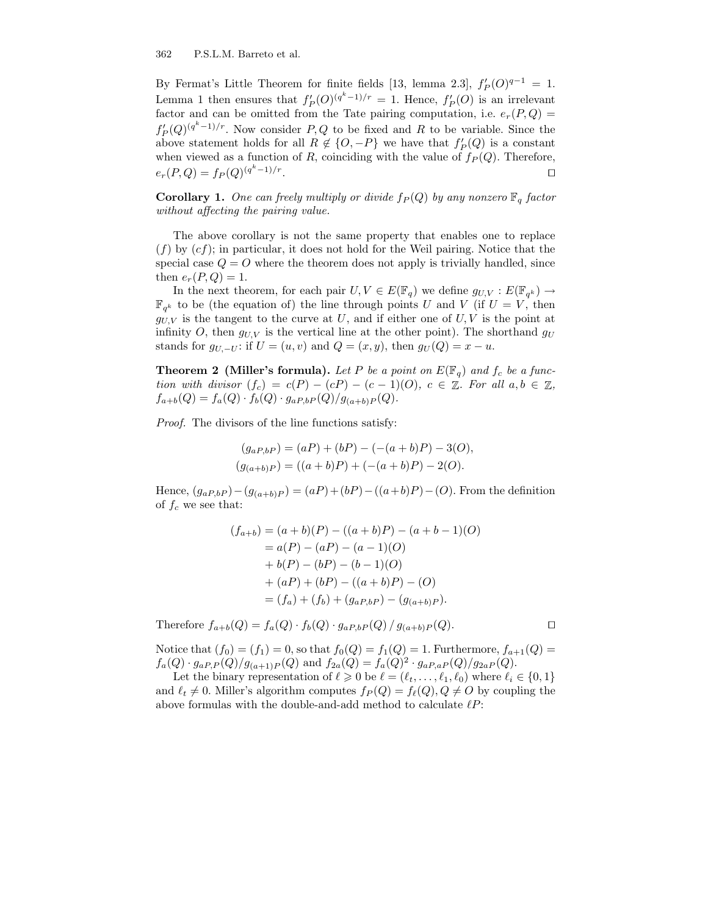By Fermat's Little Theorem for finite fields [13, lemma 2.3], $f'_P(O)^{q-1} = 1$. Lemma 1 then ensures that $f'_P(O)^{(q^k-1)/r} = 1$. Hence, $f'_P(O)$ is an irrelevant factor and can be omitted from the Tate pairing computation, i.e. $e_r(P,Q) = f'_P(Q)^{(q^k-1)/r}$. Now consider $P, Q$ to be fixed and $R$ to be variable. Since the above statement holds for all $R \notin \{O, -P\}$ we have that $f'_P(Q)$ is a constant when viewed as a function of $R$, coinciding with the value of $f_P(Q)$. Therefore, $e_r(P,Q) = f_P(Q)^{(q^k-1)/r}$. □

**Corollary 1.** *One can freely multiply or divide $f_P(Q)$ by any nonzero $\mathbb{F}_q$ factor without affecting the pairing value.*

The above corollary is not the same property that enables one to replace $(f)$ by $(cf)$; in particular, it does not hold for the Weil pairing. Notice that the special case $Q = O$ where the theorem does not apply is trivially handled, since then $e_r(P,Q) = 1$.

In the next theorem, for each pair $U, V \in E(\mathbb{F}_q)$ we define $g_{U,V} : E(\mathbb{F}_{q^k}) \to \mathbb{F}_{q^k}$ to be (the equation of) the line through points $U$ and $V$ (if $U = V$, then $g_{U,V}$ is the tangent to the curve at $U$, and if either one of $U, V$ is the point at infinity $O$, then $g_{U,V}$ is the vertical line at the other point). The shorthand $g_U$ stands for $g_{U,-U}$: if $U = (u,v)$ and $Q = (x,y)$, then $g_U(Q) = x - u$.

**Theorem 2 (Miller's formula).** *Let $P$ be a point on $E(\mathbb{F}_q)$ and $f_c$ be a function with divisor $(f_c) = c(P) - (cP) - (c-1)(O)$, $c \in \mathbb{Z}$. For all $a, b \in \mathbb{Z}$, $f_{a+b}(Q) = f_a(Q) \cdot f_b(Q) \cdot g_{aP,bP}(Q)/g_{(a+b)P}(Q)$.*

*Proof.* The divisors of the line functions satisfy:

$$(g_{aP,bP}) = (aP) + (bP) - (-(a+b)P) - 3(O),$$
$$(g_{(a+b)P}) = ((a+b)P) + (-(a+b)P) - 2(O).$$

Hence, $(g_{aP,bP}) - (g_{(a+b)P}) = (aP) + (bP) - ((a+b)P) - (O)$. From the definition of $f_c$ we see that:

$$\begin{aligned}
(f_{a+b}) &= (a+b)(P) - ((a+b)P) - (a+b-1)(O) \\
&= a(P) - (aP) - (a-1)(O) \\
&+ b(P) - (bP) - (b-1)(O) \\
&+ (aP) + (bP) - ((a+b)P) - (O) \\
&= (f_a) + (f_b) + (g_{aP,bP}) - (g_{(a+b)P}).
\end{aligned}$$

Therefore $f_{a+b}(Q) = f_a(Q) \cdot f_b(Q) \cdot g_{aP,bP}(Q) \,/\, g_{(a+b)P}(Q)$. □

Notice that $(f_0) = (f_1) = 0$, so that $f_0(Q) = f_1(Q) = 1$. Furthermore, $f_{a+1}(Q) = f_a(Q) \cdot g_{aP,P}(Q)/g_{(a+1)P}(Q)$ and $f_{2a}(Q) = f_a(Q)^2 \cdot g_{aP,aP}(Q)/g_{2aP}(Q)$.

Let the binary representation of $\ell \geqslant 0$ be $\ell = (\ell_t, \ldots, \ell_1, \ell_0)$ where $\ell_i \in \{0,1\}$ and $\ell_t \neq 0$. Miller's algorithm computes $f_P(Q) = f_\ell(Q), Q \neq O$ by coupling the above formulas with the double-and-add method to calculate $\ell P$: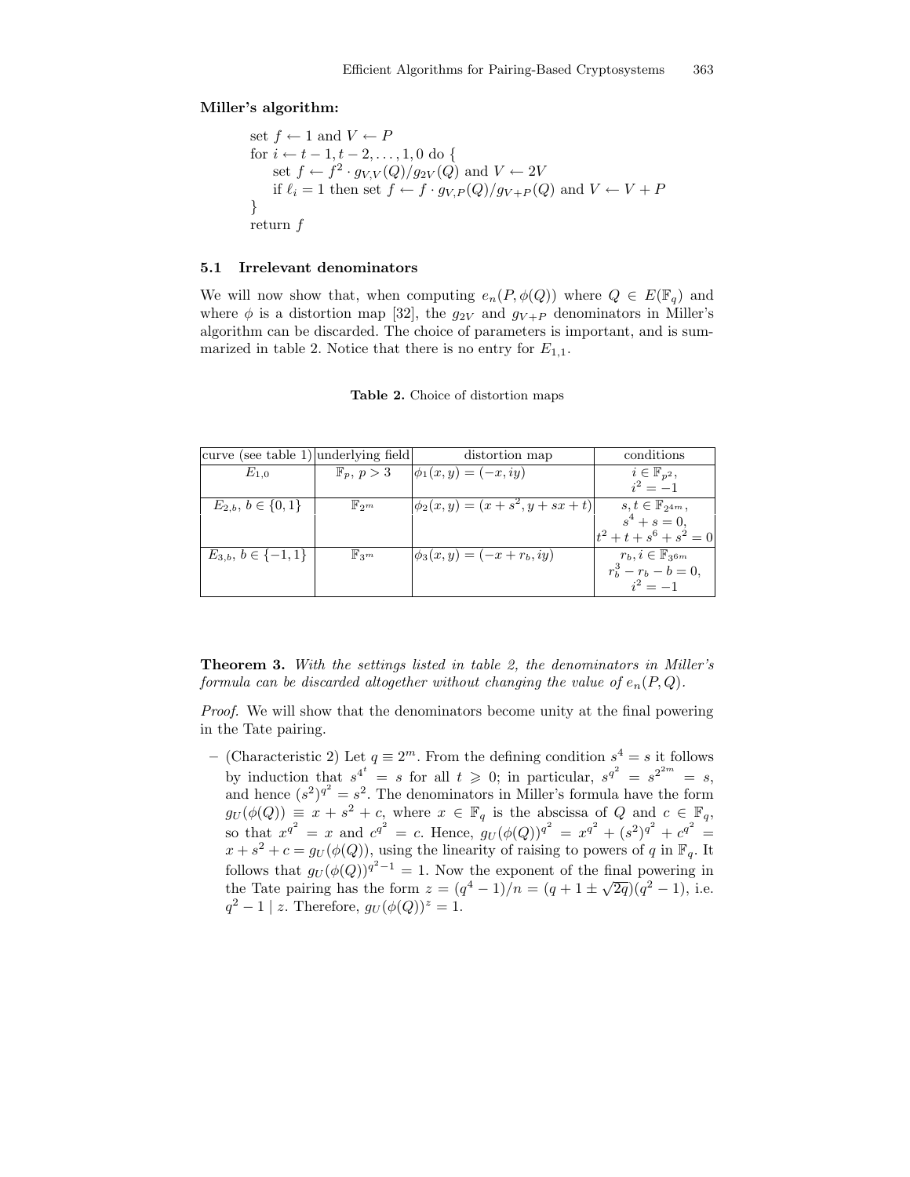**Miller's algorithm:**

```
set f ← 1 and V ← P
for i ← t − 1, t − 2, ..., 1, 0 do {
    set f ← f² · g_{V,V}(Q)/g_{2V}(Q) and V ← 2V
    if ℓ_i = 1 then set f ← f · g_{V,P}(Q)/g_{V+P}(Q) and V ← V + P
}
return f
```

### 5.1 Irrelevant denominators

We will now show that, when computing $e_n(P, \phi(Q))$ where $Q \in E(\mathbb{F}_q)$ and where $\phi$ is a distortion map [32], the $g_{2V}$ and $g_{V+P}$ denominators in Miller's algorithm can be discarded. The choice of parameters is important, and is summarized in table 2. Notice that there is no entry for $E_{1,1}$.

**Table 2.** Choice of distortion maps

| curve (see table 1) | underlying field | distortion map | conditions |
|---|---|---|---|
| $E_{1,0}$ | $\mathbb{F}_p,\ p > 3$ | $\phi_1(x, y) = (-x, iy)$ | $i \in \mathbb{F}_{p^2}$, $i^2 = -1$ |
| $E_{2,b},\ b \in \{0, 1\}$ | $\mathbb{F}_{2^m}$ | $\phi_2(x, y) = (x + s^2, y + sx + t)$ | $s, t \in \mathbb{F}_{2^{4m}}$, $s^4 + s = 0$, $t^2 + t + s^6 + s^2 = 0$ |
| $E_{3,b},\ b \in \{-1, 1\}$ | $\mathbb{F}_{3^m}$ | $\phi_3(x, y) = (-x + r_b, iy)$ | $r_b, i \in \mathbb{F}_{3^{6m}}$, $r_b^3 - r_b - b = 0$, $i^2 = -1$ |

**Theorem 3.** *With the settings listed in table 2, the denominators in Miller's formula can be discarded altogether without changing the value of $e_n(P, Q)$.*

*Proof.* We will show that the denominators become unity at the final powering in the Tate pairing.

– (Characteristic 2) Let $q \equiv 2^m$. From the defining condition $s^4 = s$ it follows by induction that $s^{4^t} = s$ for all $t \geqslant 0$; in particular, $s^{q^2} = s^{2^{2m}} = s$, and hence $(s^2)^{q^2} = s^2$. The denominators in Miller's formula have the form $g_U(\phi(Q)) \equiv x + s^2 + c$, where $x \in \mathbb{F}_q$ is the abscissa of $Q$ and $c \in \mathbb{F}_q$, so that $x^{q^2} = x$ and $c^{q^2} = c$. Hence, $g_U(\phi(Q))^{q^2} = x^{q^2} + (s^2)^{q^2} + c^{q^2} = x + s^2 + c = g_U(\phi(Q))$, using the linearity of raising to powers of $q$ in $\mathbb{F}_q$. It follows that $g_U(\phi(Q))^{q^2-1} = 1$. Now the exponent of the final powering in the Tate pairing has the form $z = (q^4 - 1)/n = (q + 1 \pm \sqrt{2q})(q^2 - 1)$, i.e. $q^2 - 1 \mid z$. Therefore, $g_U(\phi(Q))^z = 1$.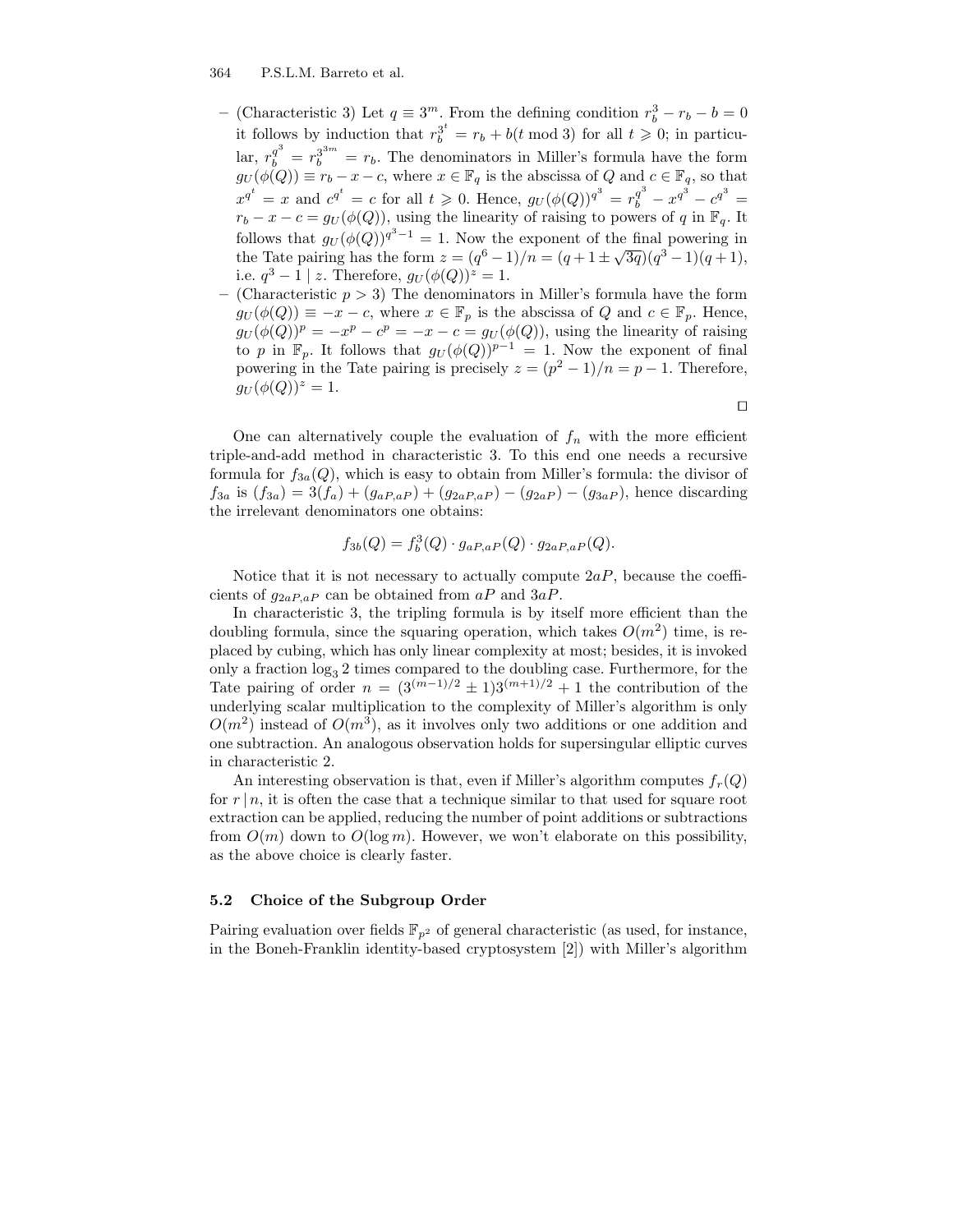- (Characteristic 3) Let $q \equiv 3^m$. From the defining condition $r_b^3 - r_b - b = 0$ it follows by induction that $r_b^{3^t} = r_b + b(t \bmod 3)$ for all $t \geqslant 0$; in particular, $r_b^{q^3} = r_b^{3^{3m}} = r_b$. The denominators in Miller's formula have the form $g_U(\phi(Q)) \equiv r_b - x - c$, where $x \in \mathbb{F}_q$ is the abscissa of $Q$ and $c \in \mathbb{F}_q$, so that $x^{q^t} = x$ and $c^{q^t} = c$ for all $t \geqslant 0$. Hence, $g_U(\phi(Q))^{q^3} = r_b^{q^3} - x^{q^3} - c^{q^3} = r_b - x - c = g_U(\phi(Q))$, using the linearity of raising to powers of $q$ in $\mathbb{F}_q$. It follows that $g_U(\phi(Q))^{q^3-1} = 1$. Now the exponent of the final powering in the Tate pairing has the form $z = (q^6 - 1)/n = (q + 1 \pm \sqrt{3q})(q^3 - 1)(q + 1)$, i.e. $q^3 - 1 \mid z$. Therefore, $g_U(\phi(Q))^z = 1$.
- (Characteristic $p > 3$) The denominators in Miller's formula have the form $g_U(\phi(Q)) \equiv -x - c$, where $x \in \mathbb{F}_p$ is the abscissa of $Q$ and $c \in \mathbb{F}_p$. Hence, $g_U(\phi(Q))^p = -x^p - c^p = -x - c = g_U(\phi(Q))$, using the linearity of raising to $p$ in $\mathbb{F}_p$. It follows that $g_U(\phi(Q))^{p-1} = 1$. Now the exponent of final powering in the Tate pairing is precisely $z = (p^2 - 1)/n = p - 1$. Therefore, $g_U(\phi(Q))^z = 1$.

□

One can alternatively couple the evaluation of $f_n$ with the more efficient triple-and-add method in characteristic 3. To this end one needs a recursive formula for $f_{3a}(Q)$, which is easy to obtain from Miller's formula: the divisor of $f_{3a}$ is $(f_{3a}) = 3(f_a) + (g_{aP,aP}) + (g_{2aP,aP}) - (g_{2aP}) - (g_{3aP})$, hence discarding the irrelevant denominators one obtains:

$$f_{3b}(Q) = f_b^3(Q) \cdot g_{aP,aP}(Q) \cdot g_{2aP,aP}(Q).$$

Notice that it is not necessary to actually compute $2aP$, because the coefficients of $g_{2aP,aP}$ can be obtained from $aP$ and $3aP$.

In characteristic 3, the tripling formula is by itself more efficient than the doubling formula, since the squaring operation, which takes $O(m^2)$ time, is replaced by cubing, which has only linear complexity at most; besides, it is invoked only a fraction $\log_3 2$ times compared to the doubling case. Furthermore, for the Tate pairing of order $n = (3^{(m-1)/2} \pm 1)3^{(m+1)/2} + 1$ the contribution of the underlying scalar multiplication to the complexity of Miller's algorithm is only $O(m^2)$ instead of $O(m^3)$, as it involves only two additions or one addition and one subtraction. An analogous observation holds for supersingular elliptic curves in characteristic 2.

An interesting observation is that, even if Miller's algorithm computes $f_r(Q)$ for $r \mid n$, it is often the case that a technique similar to that used for square root extraction can be applied, reducing the number of point additions or subtractions from $O(m)$ down to $O(\log m)$. However, we won't elaborate on this possibility, as the above choice is clearly faster.

### 5.2 Choice of the Subgroup Order

Pairing evaluation over fields $\mathbb{F}_{p^2}$ of general characteristic (as used, for instance, in the Boneh-Franklin identity-based cryptosystem [2]) with Miller's algorithm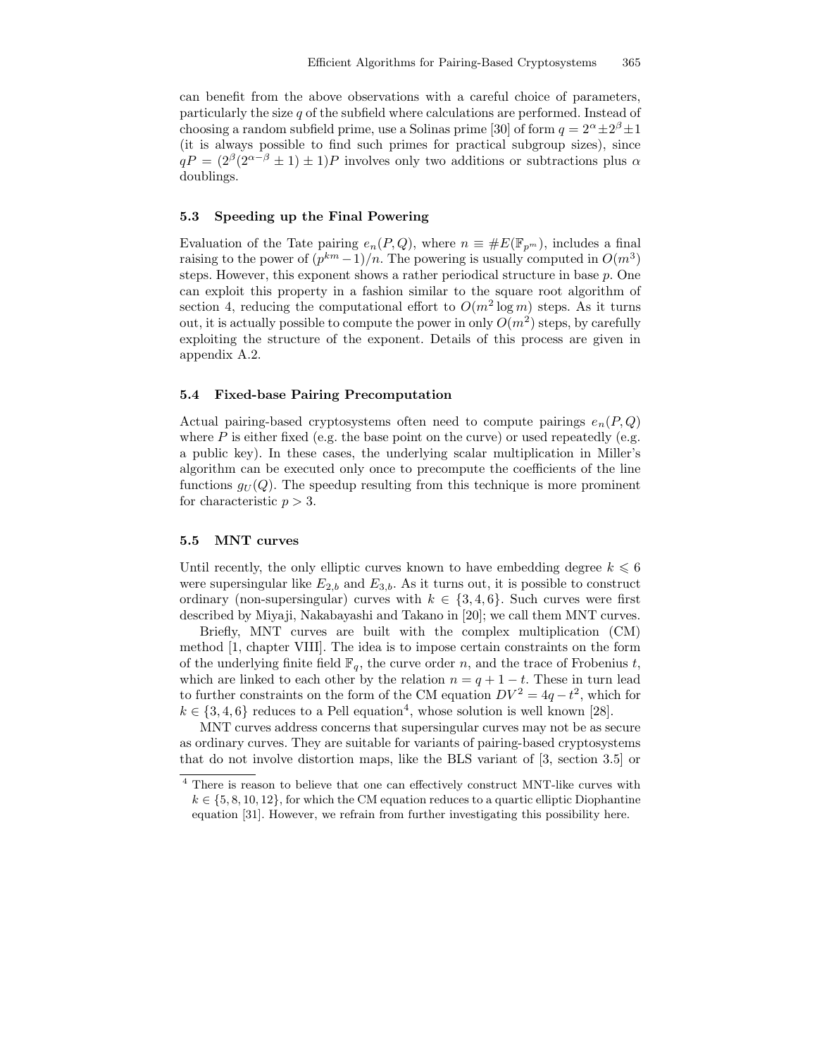can benefit from the above observations with a careful choice of parameters, particularly the size $q$ of the subfield where calculations are performed. Instead of choosing a random subfield prime, use a Solinas prime [30] of form $q = 2^\alpha \pm 2^\beta \pm 1$ (it is always possible to find such primes for practical subgroup sizes), since $qP = (2^\beta(2^{\alpha-\beta} \pm 1) \pm 1)P$ involves only two additions or subtractions plus $\alpha$ doublings.

### 5.3 Speeding up the Final Powering

Evaluation of the Tate pairing $e_n(P, Q)$, where $n \equiv \#E(\mathbb{F}_{p^m})$, includes a final raising to the power of $(p^{km} - 1)/n$. The powering is usually computed in $O(m^3)$ steps. However, this exponent shows a rather periodical structure in base $p$. One can exploit this property in a fashion similar to the square root algorithm of section 4, reducing the computational effort to $O(m^2 \log m)$ steps. As it turns out, it is actually possible to compute the power in only $O(m^2)$ steps, by carefully exploiting the structure of the exponent. Details of this process are given in appendix A.2.

### 5.4 Fixed-base Pairing Precomputation

Actual pairing-based cryptosystems often need to compute pairings $e_n(P, Q)$ where $P$ is either fixed (e.g. the base point on the curve) or used repeatedly (e.g. a public key). In these cases, the underlying scalar multiplication in Miller's algorithm can be executed only once to precompute the coefficients of the line functions $g_U(Q)$. The speedup resulting from this technique is more prominent for characteristic $p > 3$.

### 5.5 MNT curves

Until recently, the only elliptic curves known to have embedding degree $k \leqslant 6$ were supersingular like $E_{2,b}$ and $E_{3,b}$. As it turns out, it is possible to construct ordinary (non-supersingular) curves with $k \in \{3, 4, 6\}$. Such curves were first described by Miyaji, Nakabayashi and Takano in [20]; we call them MNT curves.

Briefly, MNT curves are built with the complex multiplication (CM) method [1, chapter VIII]. The idea is to impose certain constraints on the form of the underlying finite field $\mathbb{F}_q$, the curve order $n$, and the trace of Frobenius $t$, which are linked to each other by the relation $n = q + 1 - t$. These in turn lead to further constraints on the form of the CM equation $DV^2 = 4q - t^2$, which for $k \in \{3, 4, 6\}$ reduces to a Pell equation[4], whose solution is well known [28].

MNT curves address concerns that supersingular curves may not be as secure as ordinary curves. They are suitable for variants of pairing-based cryptosystems that do not involve distortion maps, like the BLS variant of [3, section 3.5] or

---

[4] There is reason to believe that one can effectively construct MNT-like curves with $k \in \{5, 8, 10, 12\}$, for which the CM equation reduces to a quartic elliptic Diophantine equation [31]. However, we refrain from further investigating this possibility here.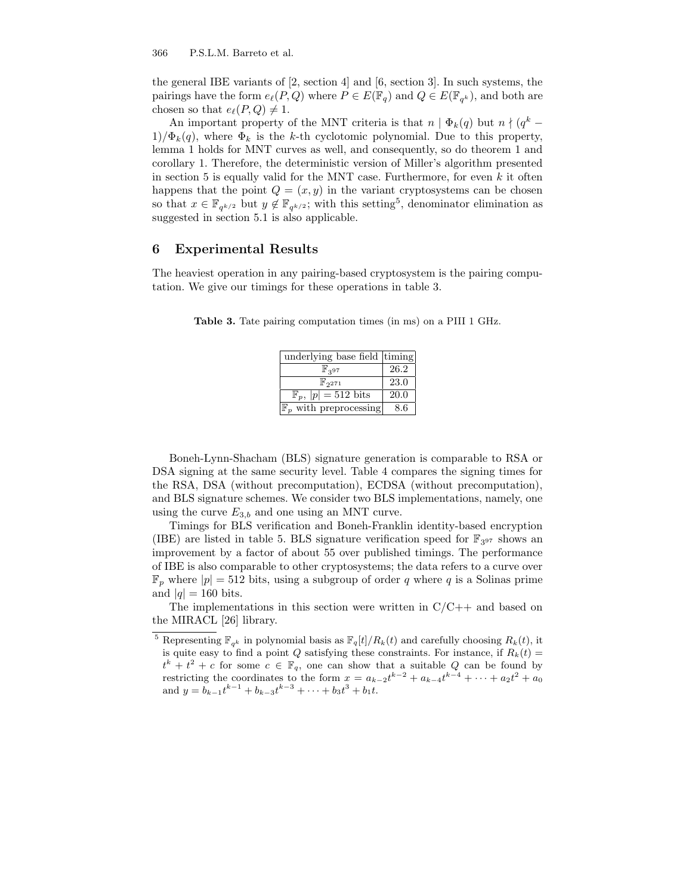the general IBE variants of [2, section 4] and [6, section 3]. In such systems, the pairings have the form $e_\ell(P, Q)$ where $P \in E(\mathbb{F}_q)$ and $Q \in E(\mathbb{F}_{q^k})$, and both are chosen so that $e_\ell(P, Q) \neq 1$.

An important property of the MNT criteria is that $n \mid \Phi_k(q)$ but $n \nmid (q^k - 1)/\Phi_k(q)$, where $\Phi_k$ is the $k$-th cyclotomic polynomial. Due to this property, lemma 1 holds for MNT curves as well, and consequently, so do theorem 1 and corollary 1. Therefore, the deterministic version of Miller's algorithm presented in section 5 is equally valid for the MNT case. Furthermore, for even $k$ it often happens that the point $Q = (x, y)$ in the variant cryptosystems can be chosen so that $x \in \mathbb{F}_{q^{k/2}}$ but $y \notin \mathbb{F}_{q^{k/2}}$; with this setting[5], denominator elimination as suggested in section 5.1 is also applicable.

## 6 Experimental Results

The heaviest operation in any pairing-based cryptosystem is the pairing computation. We give our timings for these operations in table 3.

**Table 3.** Tate pairing computation times (in ms) on a PIII 1 GHz.

| underlying base field | timing |
|---|---|
| $\mathbb{F}_{3^{97}}$ | 26.2 |
| $\mathbb{F}_{2^{271}}$ | 23.0 |
| $\mathbb{F}_p$, $\lvert p\rvert = 512$ bits | 20.0 |
| $\mathbb{F}_p$ with preprocessing | 8.6 |

Boneh-Lynn-Shacham (BLS) signature generation is comparable to RSA or DSA signing at the same security level. Table 4 compares the signing times for the RSA, DSA (without precomputation), ECDSA (without precomputation), and BLS signature schemes. We consider two BLS implementations, namely, one using the curve $E_{3,b}$ and one using an MNT curve.

Timings for BLS verification and Boneh-Franklin identity-based encryption (IBE) are listed in table 5. BLS signature verification speed for $\mathbb{F}_{3^{97}}$ shows an improvement by a factor of about 55 over published timings. The performance of IBE is also comparable to other cryptosystems; the data refers to a curve over $\mathbb{F}_p$ where $|p| = 512$ bits, using a subgroup of order $q$ where $q$ is a Solinas prime and $|q| = 160$ bits.

The implementations in this section were written in C/C++ and based on the MIRACL [26] library.

---

[5] Representing $\mathbb{F}_{q^k}$ in polynomial basis as $\mathbb{F}_q[t]/R_k(t)$ and carefully choosing $R_k(t)$, it is quite easy to find a point $Q$ satisfying these constraints. For instance, if $R_k(t) = t^k + t^2 + c$ for some $c \in \mathbb{F}_q$, one can show that a suitable $Q$ can be found by restricting the coordinates to the form $x = a_{k-2}t^{k-2} + a_{k-4}t^{k-4} + \cdots + a_2t^2 + a_0$ and $y = b_{k-1}t^{k-1} + b_{k-3}t^{k-3} + \cdots + b_3t^3 + b_1t$.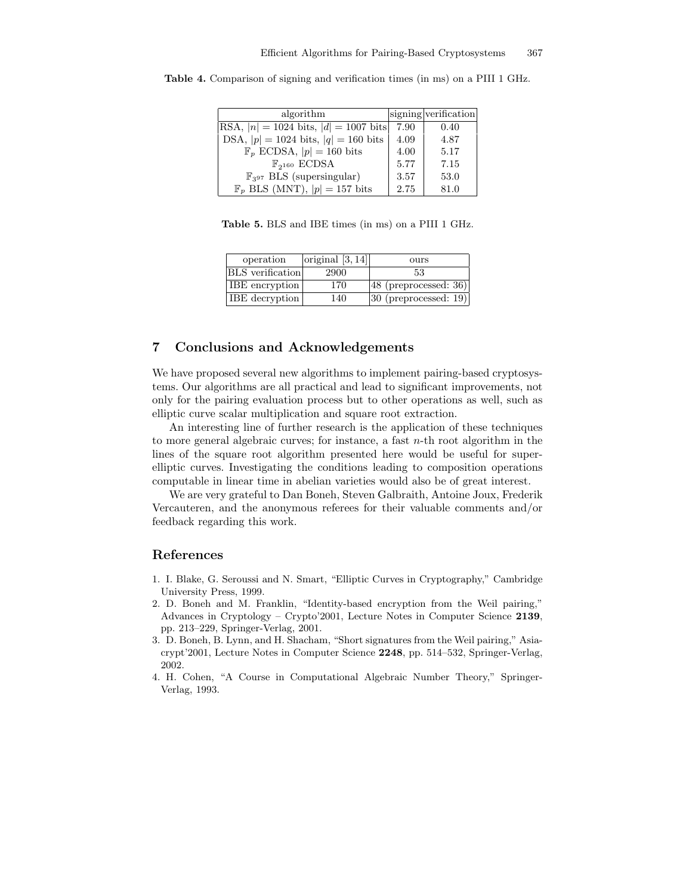**Table 4.** Comparison of signing and verification times (in ms) on a PIII 1 GHz.

| algorithm | signing | verification |
|---|---|---|
| RSA, $\|n\| = 1024$ bits, $\|d\| = 1007$ bits | 7.90 | 0.40 |
| DSA, $\|p\| = 1024$ bits, $\|q\| = 160$ bits | 4.09 | 4.87 |
| $\mathbb{F}_p$ ECDSA, $\|p\| = 160$ bits | 4.00 | 5.17 |
| $\mathbb{F}_{2^{160}}$ ECDSA | 5.77 | 7.15 |
| $\mathbb{F}_{3^{97}}$ BLS (supersingular) | 3.57 | 53.0 |
| $\mathbb{F}_p$ BLS (MNT), $\|p\| = 157$ bits | 2.75 | 81.0 |

**Table 5.** BLS and IBE times (in ms) on a PIII 1 GHz.

| operation | original [3, 14] | ours |
|---|---|---|
| BLS verification | 2900 | 53 |
| IBE encryption | 170 | 48 (preprocessed: 36) |
| IBE decryption | 140 | 30 (preprocessed: 19) |

## 7 Conclusions and Acknowledgements

We have proposed several new algorithms to implement pairing-based cryptosystems. Our algorithms are all practical and lead to significant improvements, not only for the pairing evaluation process but to other operations as well, such as elliptic curve scalar multiplication and square root extraction.

An interesting line of further research is the application of these techniques to more general algebraic curves; for instance, a fast $n$-th root algorithm in the lines of the square root algorithm presented here would be useful for superelliptic curves. Investigating the conditions leading to composition operations computable in linear time in abelian varieties would also be of great interest.

We are very grateful to Dan Boneh, Steven Galbraith, Antoine Joux, Frederik Vercauteren, and the anonymous referees for their valuable comments and/or feedback regarding this work.

## References

1. I. Blake, G. Seroussi and N. Smart, "Elliptic Curves in Cryptography," Cambridge University Press, 1999.
2. D. Boneh and M. Franklin, "Identity-based encryption from the Weil pairing," Advances in Cryptology – Crypto'2001, Lecture Notes in Computer Science **2139**, pp. 213–229, Springer-Verlag, 2001.
3. D. Boneh, B. Lynn, and H. Shacham, "Short signatures from the Weil pairing," Asiacrypt'2001, Lecture Notes in Computer Science **2248**, pp. 514–532, Springer-Verlag, 2002.
4. H. Cohen, "A Course in Computational Algebraic Number Theory," Springer-Verlag, 1993.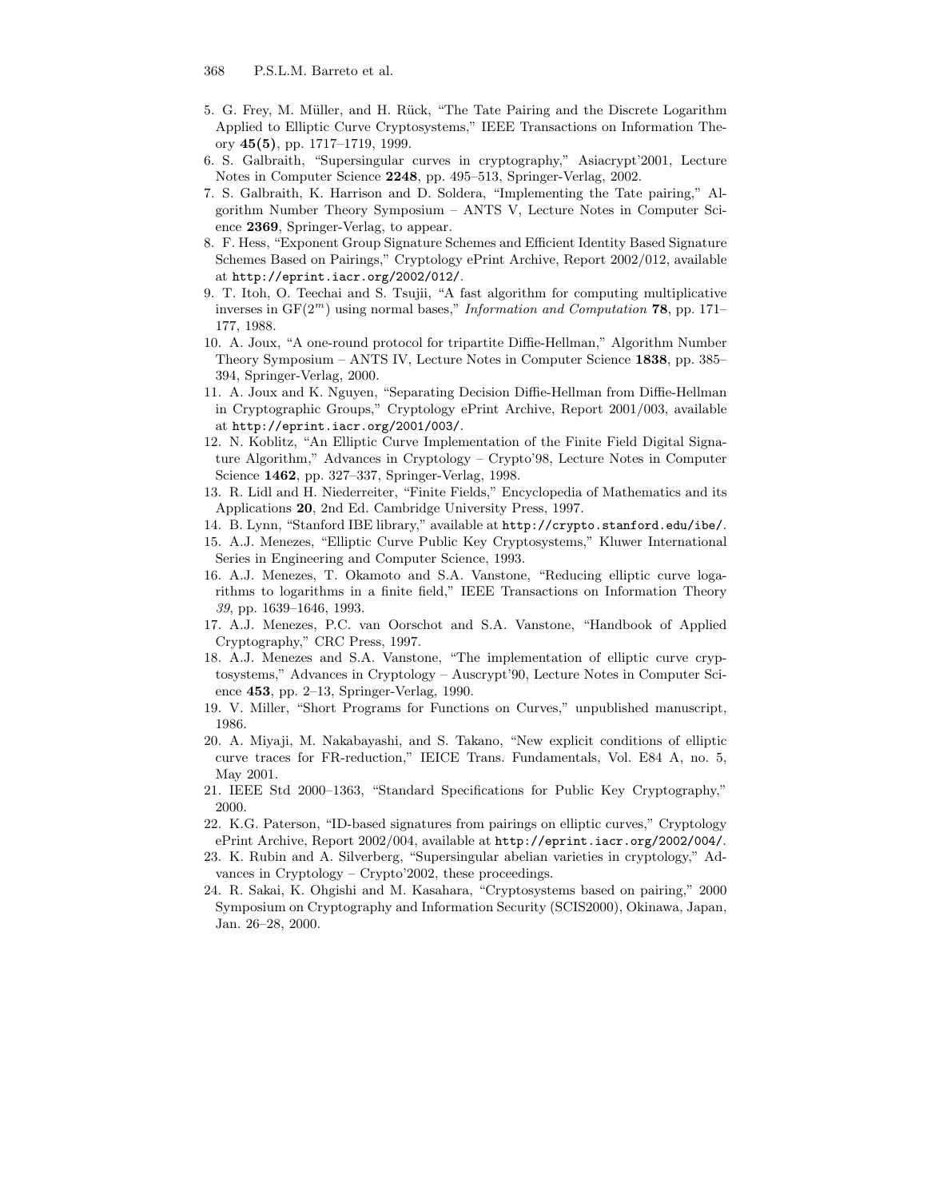5. G. Frey, M. Müller, and H. Rück, "The Tate Pairing and the Discrete Logarithm Applied to Elliptic Curve Cryptosystems," IEEE Transactions on Information Theory **45(5)**, pp. 1717–1719, 1999.
6. S. Galbraith, "Supersingular curves in cryptography," Asiacrypt'2001, Lecture Notes in Computer Science **2248**, pp. 495–513, Springer-Verlag, 2002.
7. S. Galbraith, K. Harrison and D. Soldera, "Implementing the Tate pairing," Algorithm Number Theory Symposium – ANTS V, Lecture Notes in Computer Science **2369**, Springer-Verlag, to appear.
8. F. Hess, "Exponent Group Signature Schemes and Efficient Identity Based Signature Schemes Based on Pairings," Cryptology ePrint Archive, Report 2002/012, available at `http://eprint.iacr.org/2002/012/`.
9. T. Itoh, O. Teechai and S. Tsujii, "A fast algorithm for computing multiplicative inverses in $\mathrm{GF}(2^m)$ using normal bases," *Information and Computation* **78**, pp. 171–177, 1988.
10. A. Joux, "A one-round protocol for tripartite Diffie-Hellman," Algorithm Number Theory Symposium – ANTS IV, Lecture Notes in Computer Science **1838**, pp. 385–394, Springer-Verlag, 2000.
11. A. Joux and K. Nguyen, "Separating Decision Diffie-Hellman from Diffie-Hellman in Cryptographic Groups," Cryptology ePrint Archive, Report 2001/003, available at `http://eprint.iacr.org/2001/003/`.
12. N. Koblitz, "An Elliptic Curve Implementation of the Finite Field Digital Signature Algorithm," Advances in Cryptology – Crypto'98, Lecture Notes in Computer Science **1462**, pp. 327–337, Springer-Verlag, 1998.
13. R. Lidl and H. Niederreiter, "Finite Fields," Encyclopedia of Mathematics and its Applications **20**, 2nd Ed. Cambridge University Press, 1997.
14. B. Lynn, "Stanford IBE library," available at `http://crypto.stanford.edu/ibe/`.
15. A.J. Menezes, "Elliptic Curve Public Key Cryptosystems," Kluwer International Series in Engineering and Computer Science, 1993.
16. A.J. Menezes, T. Okamoto and S.A. Vanstone, "Reducing elliptic curve logarithms to logarithms in a finite field," IEEE Transactions on Information Theory *39*, pp. 1639–1646, 1993.
17. A.J. Menezes, P.C. van Oorschot and S.A. Vanstone, "Handbook of Applied Cryptography," CRC Press, 1997.
18. A.J. Menezes and S.A. Vanstone, "The implementation of elliptic curve cryptosystems," Advances in Cryptology – Auscrypt'90, Lecture Notes in Computer Science **453**, pp. 2–13, Springer-Verlag, 1990.
19. V. Miller, "Short Programs for Functions on Curves," unpublished manuscript, 1986.
20. A. Miyaji, M. Nakabayashi, and S. Takano, "New explicit conditions of elliptic curve traces for FR-reduction," IEICE Trans. Fundamentals, Vol. E84 A, no. 5, May 2001.
21. IEEE Std 2000–1363, "Standard Specifications for Public Key Cryptography," 2000.
22. K.G. Paterson, "ID-based signatures from pairings on elliptic curves," Cryptology ePrint Archive, Report 2002/004, available at `http://eprint.iacr.org/2002/004/`.
23. K. Rubin and A. Silverberg, "Supersingular abelian varieties in cryptology," Advances in Cryptology – Crypto'2002, these proceedings.
24. R. Sakai, K. Ohgishi and M. Kasahara, "Cryptosystems based on pairing," 2000 Symposium on Cryptography and Information Security (SCIS2000), Okinawa, Japan, Jan. 26–28, 2000.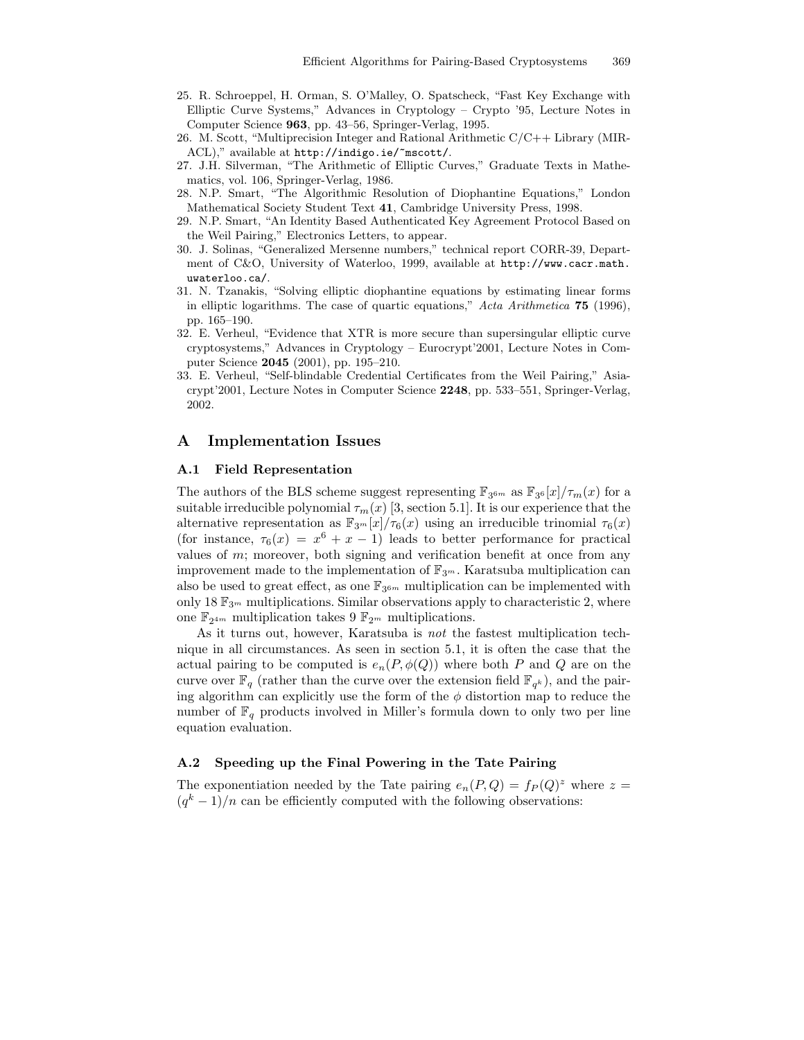25. R. Schroeppel, H. Orman, S. O'Malley, O. Spatscheck, "Fast Key Exchange with Elliptic Curve Systems," Advances in Cryptology – Crypto '95, Lecture Notes in Computer Science **963**, pp. 43–56, Springer-Verlag, 1995.
26. M. Scott, "Multiprecision Integer and Rational Arithmetic C/C++ Library (MIRACL)," available at `http://indigo.ie/~mscott/`.
27. J.H. Silverman, "The Arithmetic of Elliptic Curves," Graduate Texts in Mathematics, vol. 106, Springer-Verlag, 1986.
28. N.P. Smart, "The Algorithmic Resolution of Diophantine Equations," London Mathematical Society Student Text **41**, Cambridge University Press, 1998.
29. N.P. Smart, "An Identity Based Authenticated Key Agreement Protocol Based on the Weil Pairing," Electronics Letters, to appear.
30. J. Solinas, "Generalized Mersenne numbers," technical report CORR-39, Department of C&O, University of Waterloo, 1999, available at `http://www.cacr.math.uwaterloo.ca/`.
31. N. Tzanakis, "Solving elliptic diophantine equations by estimating linear forms in elliptic logarithms. The case of quartic equations," *Acta Arithmetica* **75** (1996), pp. 165–190.
32. E. Verheul, "Evidence that XTR is more secure than supersingular elliptic curve cryptosystems," Advances in Cryptology – Eurocrypt'2001, Lecture Notes in Computer Science **2045** (2001), pp. 195–210.
33. E. Verheul, "Self-blindable Credential Certificates from the Weil Pairing," Asiacrypt'2001, Lecture Notes in Computer Science **2248**, pp. 533–551, Springer-Verlag, 2002.

## A Implementation Issues

### A.1 Field Representation

The authors of the BLS scheme suggest representing $\mathbb{F}_{3^{6m}}$ as $\mathbb{F}_{3^6}[x]/\tau_m(x)$ for a suitable irreducible polynomial $\tau_m(x)$ [3, section 5.1]. It is our experience that the alternative representation as $\mathbb{F}_{3^m}[x]/\tau_6(x)$ using an irreducible trinomial $\tau_6(x)$ (for instance, $\tau_6(x) = x^6 + x - 1$) leads to better performance for practical values of $m$; moreover, both signing and verification benefit at once from any improvement made to the implementation of $\mathbb{F}_{3^m}$. Karatsuba multiplication can also be used to great effect, as one $\mathbb{F}_{3^{6m}}$ multiplication can be implemented with only 18 $\mathbb{F}_{3^m}$ multiplications. Similar observations apply to characteristic 2, where one $\mathbb{F}_{2^{4m}}$ multiplication takes 9 $\mathbb{F}_{2^m}$ multiplications.

As it turns out, however, Karatsuba is *not* the fastest multiplication technique in all circumstances. As seen in section 5.1, it is often the case that the actual pairing to be computed is $e_n(P, \phi(Q))$ where both $P$ and $Q$ are on the curve over $\mathbb{F}_q$ (rather than the curve over the extension field $\mathbb{F}_{q^k}$), and the pairing algorithm can explicitly use the form of the $\phi$ distortion map to reduce the number of $\mathbb{F}_q$ products involved in Miller's formula down to only two per line equation evaluation.

### A.2 Speeding up the Final Powering in the Tate Pairing

The exponentiation needed by the Tate pairing $e_n(P, Q) = f_P(Q)^z$ where $z = (q^k - 1)/n$ can be efficiently computed with the following observations: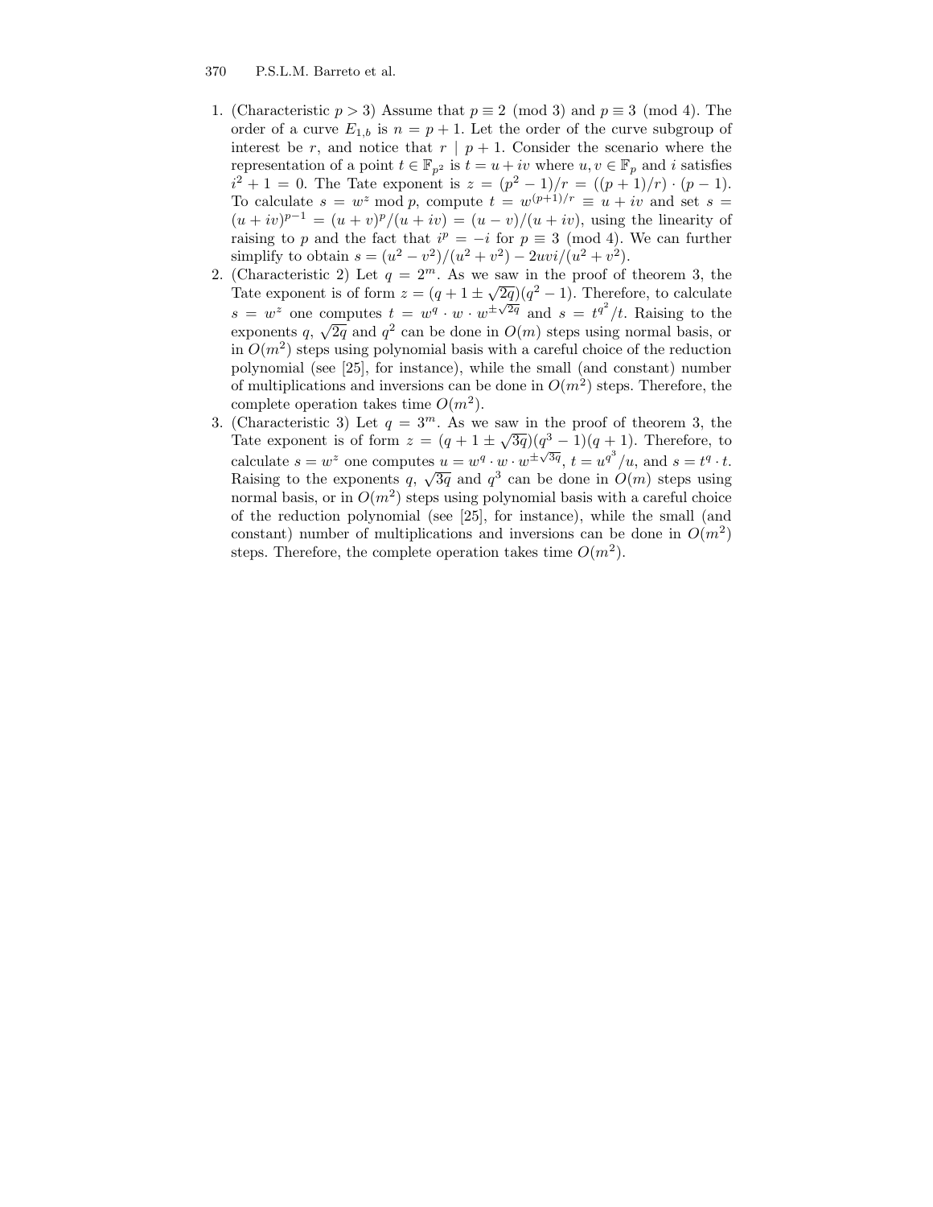1. (Characteristic $p > 3$) Assume that $p \equiv 2 \pmod 3$ and $p \equiv 3 \pmod 4$. The order of a curve $E_{1,b}$ is $n = p + 1$. Let the order of the curve subgroup of interest be $r$, and notice that $r \mid p + 1$. Consider the scenario where the representation of a point $t \in \mathbb{F}_{p^2}$ is $t = u + iv$ where $u, v \in \mathbb{F}_p$ and $i$ satisfies $i^2 + 1 = 0$. The Tate exponent is $z = (p^2 - 1)/r = ((p + 1)/r) \cdot (p - 1)$. To calculate $s = w^z \bmod p$, compute $t = w^{(p+1)/r} \equiv u + iv$ and set $s = (u + iv)^{p-1} = (u + v)^p/(u + iv) = (u - v)/(u + iv)$, using the linearity of raising to $p$ and the fact that $i^p = -i$ for $p \equiv 3 \pmod 4$. We can further simplify to obtain $s = (u^2 - v^2)/(u^2 + v^2) - 2uvi/(u^2 + v^2)$.
2. (Characteristic 2) Let $q = 2^m$. As we saw in the proof of theorem 3, the Tate exponent is of form $z = (q + 1 \pm \sqrt{2q})(q^2 - 1)$. Therefore, to calculate $s = w^z$ one computes $t = w^q \cdot w \cdot w^{\pm\sqrt{2q}}$ and $s = t^{q^2}/t$. Raising to the exponents $q$, $\sqrt{2q}$ and $q^2$ can be done in $O(m)$ steps using normal basis, or in $O(m^2)$ steps using polynomial basis with a careful choice of the reduction polynomial (see [25], for instance), while the small (and constant) number of multiplications and inversions can be done in $O(m^2)$ steps. Therefore, the complete operation takes time $O(m^2)$.
3. (Characteristic 3) Let $q = 3^m$. As we saw in the proof of theorem 3, the Tate exponent is of form $z = (q + 1 \pm \sqrt{3q})(q^3 - 1)(q + 1)$. Therefore, to calculate $s = w^z$ one computes $u = w^q \cdot w \cdot w^{\pm\sqrt{3q}}$, $t = u^{q^3}/u$, and $s = t^q \cdot t$. Raising to the exponents $q$, $\sqrt{3q}$ and $q^3$ can be done in $O(m)$ steps using normal basis, or in $O(m^2)$ steps using polynomial basis with a careful choice of the reduction polynomial (see [25], for instance), while the small (and constant) number of multiplications and inversions can be done in $O(m^2)$ steps. Therefore, the complete operation takes time $O(m^2)$.